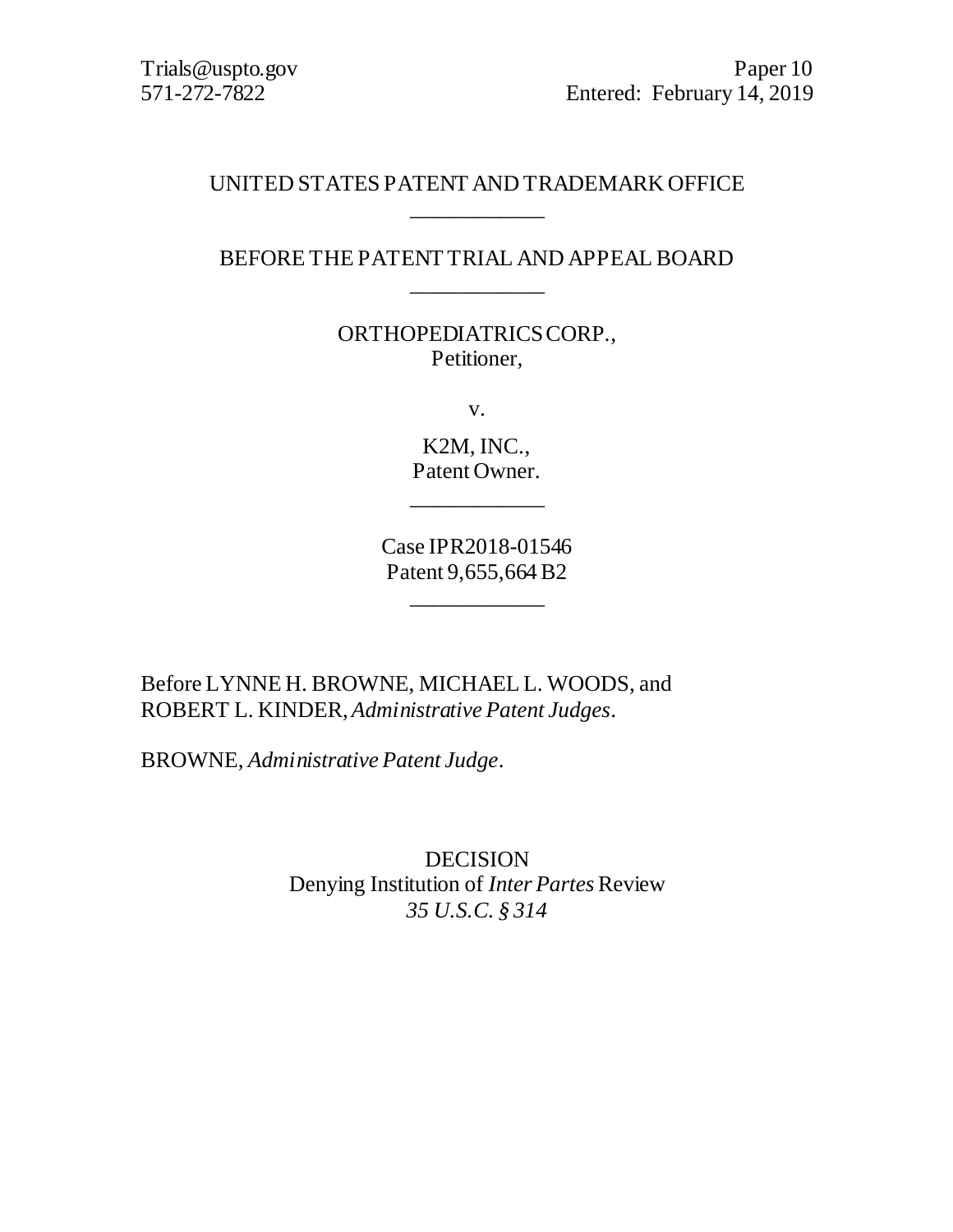Trials@uspto.gov
571-272-7822

Paper 10
Entered: February 14, 2019

UNITED STATES PATENT AND TRADEMARK OFFICE

---

BEFORE THE PATENT TRIAL AND APPEAL BOARD

---

ORTHOPEDIATRICS CORP.,
Petitioner,

v.

K2M, INC.,
Patent Owner.

---

Case IPR2018-01546
Patent 9,655,664 B2

---

Before LYNNE H. BROWNE, MICHAEL L. WOODS, and ROBERT L. KINDER, *Administrative Patent Judges*.

BROWNE, *Administrative Patent Judge*.

DECISION
Denying Institution of *Inter Partes* Review
*35 U.S.C. § 314*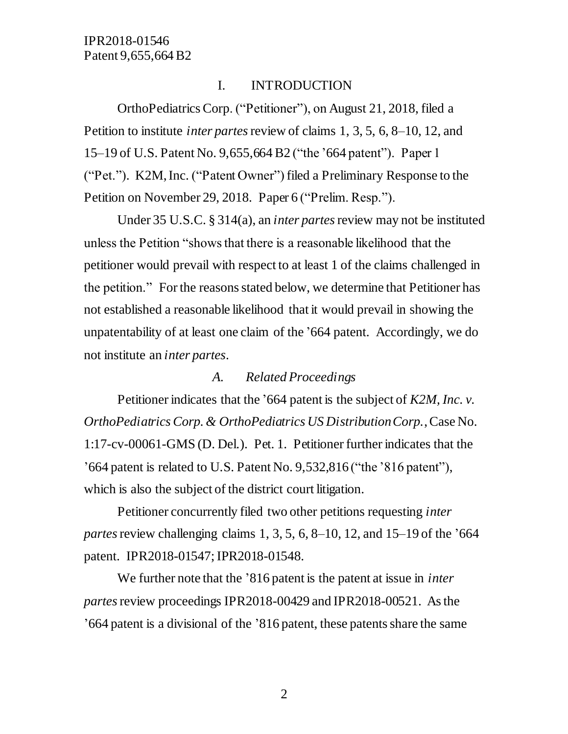## I. INTRODUCTION

OrthoPediatrics Corp. ("Petitioner"), on August 21, 2018, filed a Petition to institute *inter partes* review of claims 1, 3, 5, 6, 8–10, 12, and 15–19 of U.S. Patent No. 9,655,664 B2 ("the '664 patent"). Paper 1 ("Pet."). K2M, Inc. ("Patent Owner") filed a Preliminary Response to the Petition on November 29, 2018. Paper 6 ("Prelim. Resp.").

Under 35 U.S.C. § 314(a), an *inter partes* review may not be instituted unless the Petition "shows that there is a reasonable likelihood that the petitioner would prevail with respect to at least 1 of the claims challenged in the petition." For the reasons stated below, we determine that Petitioner has not established a reasonable likelihood that it would prevail in showing the unpatentability of at least one claim of the '664 patent. Accordingly, we do not institute an *inter partes*.

### *A. Related Proceedings*

Petitioner indicates that the '664 patent is the subject of *K2M, Inc. v. OrthoPediatrics Corp. & OrthoPediatrics US Distribution Corp.*, Case No. 1:17-cv-00061-GMS (D. Del.). Pet. 1. Petitioner further indicates that the '664 patent is related to U.S. Patent No. 9,532,816 ("the '816 patent"), which is also the subject of the district court litigation.

Petitioner concurrently filed two other petitions requesting *inter partes* review challenging claims 1, 3, 5, 6, 8–10, 12, and 15–19 of the '664 patent. IPR2018-01547; IPR2018-01548.

We further note that the '816 patent is the patent at issue in *inter partes* review proceedings IPR2018-00429 and IPR2018-00521. As the '664 patent is a divisional of the '816 patent, these patents share the same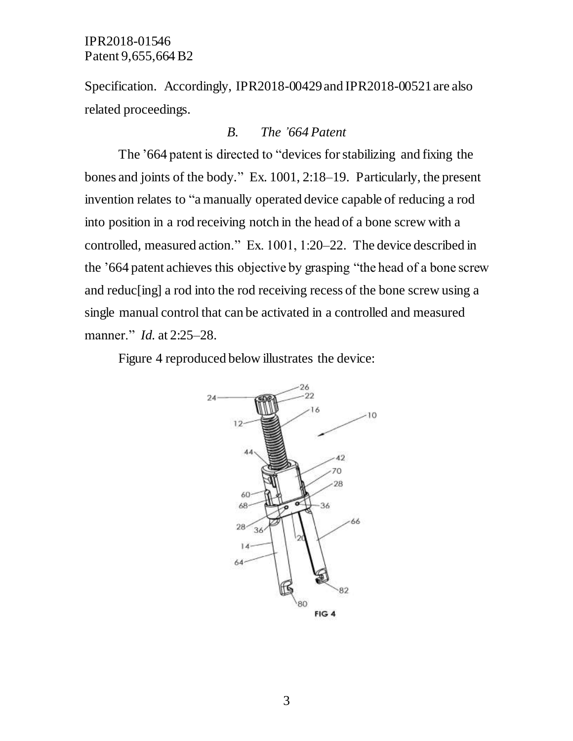Specification. Accordingly, IPR2018-00429 and IPR2018-00521 are also related proceedings.

### *B. The '664 Patent*

The '664 patent is directed to "devices for stabilizing and fixing the bones and joints of the body." Ex. 1001, 2:18–19. Particularly, the present invention relates to "a manually operated device capable of reducing a rod into position in a rod receiving notch in the head of a bone screw with a controlled, measured action." Ex. 1001, 1:20–22. The device described in the '664 patent achieves this objective by grasping "the head of a bone screw and reduc[ing] a rod into the rod receiving recess of the bone screw using a single manual control that can be activated in a controlled and measured manner." *Id.* at 2:25–28.

Figure 4 reproduced below illustrates the device:

FIG 4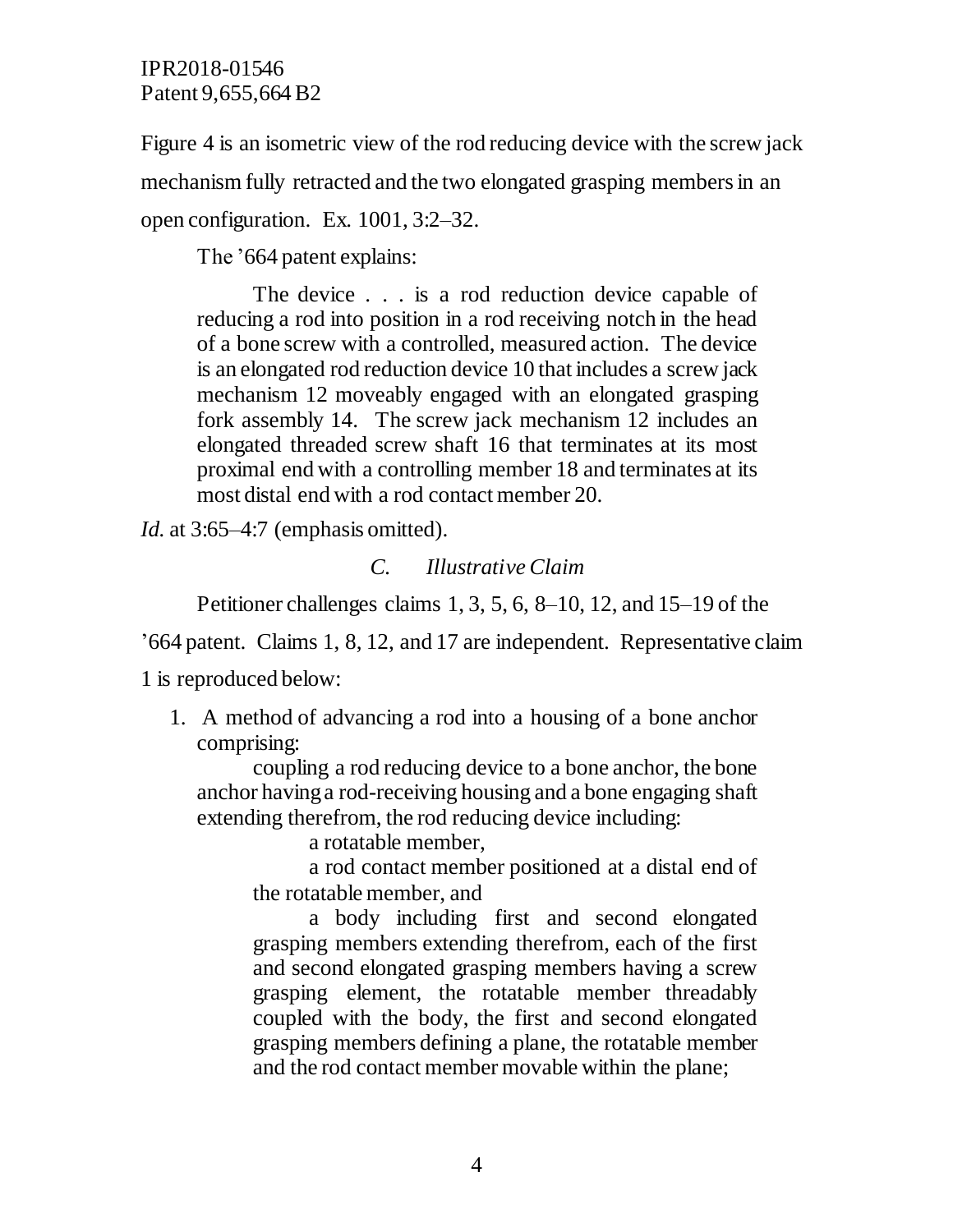Figure 4 is an isometric view of the rod reducing device with the screw jack mechanism fully retracted and the two elongated grasping members in an open configuration. Ex. 1001, 3:2–32.

The '664 patent explains:

> The device . . . is a rod reduction device capable of reducing a rod into position in a rod receiving notch in the head of a bone screw with a controlled, measured action. The device is an elongated rod reduction device 10 that includes a screw jack mechanism 12 moveably engaged with an elongated grasping fork assembly 14. The screw jack mechanism 12 includes an elongated threaded screw shaft 16 that terminates at its most proximal end with a controlling member 18 and terminates at its most distal end with a rod contact member 20.

*Id.* at 3:65–4:7 (emphasis omitted).

### *C. Illustrative Claim*

Petitioner challenges claims 1, 3, 5, 6, 8–10, 12, and 15–19 of the '664 patent. Claims 1, 8, 12, and 17 are independent. Representative claim 1 is reproduced below:

> 1. A method of advancing a rod into a housing of a bone anchor comprising:
>
> coupling a rod reducing device to a bone anchor, the bone anchor having a rod-receiving housing and a bone engaging shaft extending therefrom, the rod reducing device including:
>
> a rotatable member,
>
> a rod contact member positioned at a distal end of the rotatable member, and
>
> a body including first and second elongated grasping members extending therefrom, each of the first and second elongated grasping members having a screw grasping element, the rotatable member threadably coupled with the body, the first and second elongated grasping members defining a plane, the rotatable member and the rod contact member movable within the plane;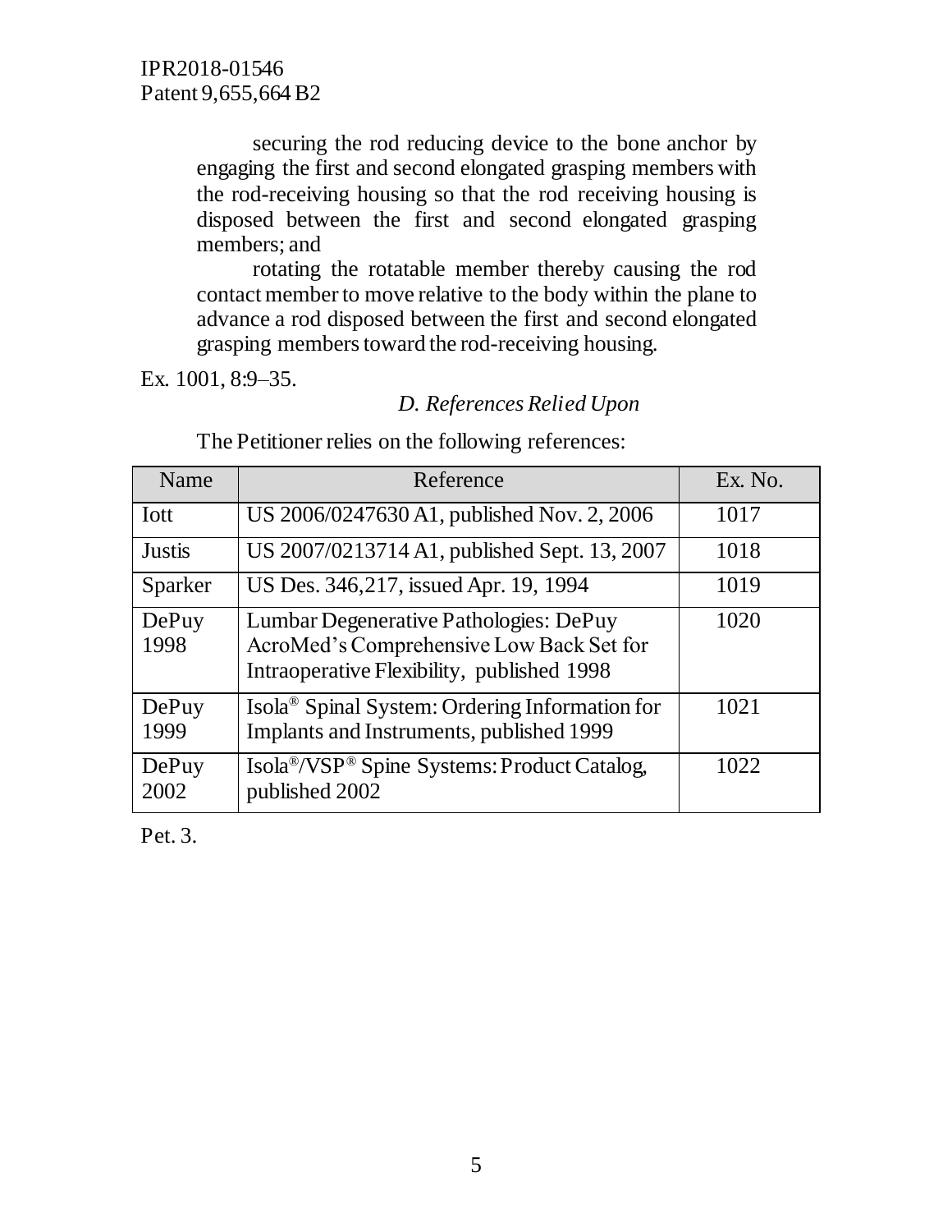securing the rod reducing device to the bone anchor by engaging the first and second elongated grasping members with the rod-receiving housing so that the rod receiving housing is disposed between the first and second elongated grasping members; and

rotating the rotatable member thereby causing the rod contact member to move relative to the body within the plane to advance a rod disposed between the first and second elongated grasping members toward the rod-receiving housing.

Ex. 1001, 8:9–35.

### *D. References Relied Upon*

The Petitioner relies on the following references:

| Name | Reference | Ex. No. |
|---|---|---|
| Iott | US 2006/0247630 A1, published Nov. 2, 2006 | 1017 |
| Justis | US 2007/0213714 A1, published Sept. 13, 2007 | 1018 |
| Sparker | US Des. 346,217, issued Apr. 19, 1994 | 1019 |
| DePuy 1998 | Lumbar Degenerative Pathologies: DePuy AcroMed's Comprehensive Low Back Set for Intraoperative Flexibility, published 1998 | 1020 |
| DePuy 1999 | Isola® Spinal System: Ordering Information for Implants and Instruments, published 1999 | 1021 |
| DePuy 2002 | Isola®/VSP® Spine Systems: Product Catalog, published 2002 | 1022 |

Pet. 3.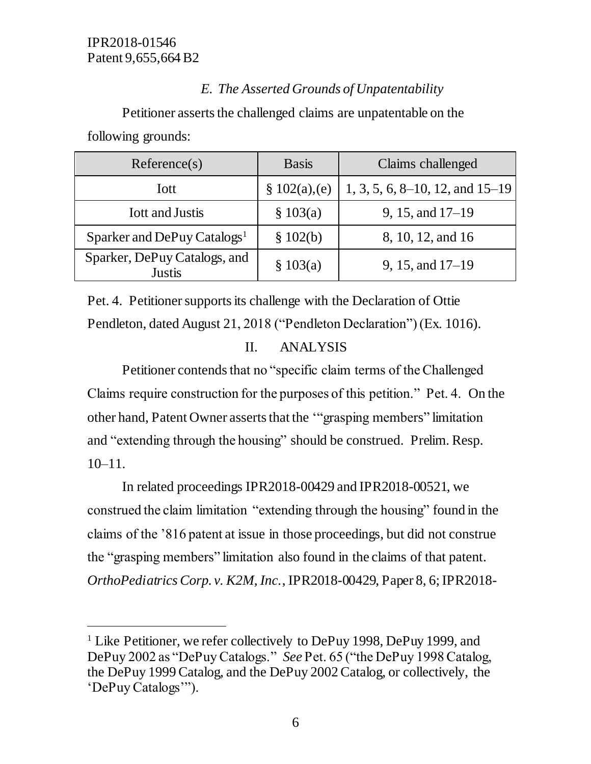### *E. The Asserted Grounds of Unpatentability*

Petitioner asserts the challenged claims are unpatentable on the following grounds:

| Reference(s) | Basis | Claims challenged |
|---|---|---|
| Iott | § 102(a),(e) | 1, 3, 5, 6, 8–10, 12, and 15–19 |
| Iott and Justis | § 103(a) | 9, 15, and 17–19 |
| Sparker and DePuy Catalogs[1] | § 102(b) | 8, 10, 12, and 16 |
| Sparker, DePuy Catalogs, and Justis | § 103(a) | 9, 15, and 17–19 |

Pet. 4. Petitioner supports its challenge with the Declaration of Ottie Pendleton, dated August 21, 2018 ("Pendleton Declaration") (Ex. 1016).

## II. ANALYSIS

Petitioner contends that no "specific claim terms of the Challenged Claims require construction for the purposes of this petition." Pet. 4. On the other hand, Patent Owner asserts that the '"grasping members" limitation and "extending through the housing" should be construed. Prelim. Resp. 10–11.

In related proceedings IPR2018-00429 and IPR2018-00521, we construed the claim limitation "extending through the housing" found in the claims of the '816 patent at issue in those proceedings, but did not construe the "grasping members" limitation also found in the claims of that patent. *OrthoPediatrics Corp. v. K2M, Inc.*, IPR2018-00429, Paper 8, 6; IPR2018-

[1] Like Petitioner, we refer collectively to DePuy 1998, DePuy 1999, and DePuy 2002 as "DePuy Catalogs." *See* Pet. 65 ("the DePuy 1998 Catalog, the DePuy 1999 Catalog, and the DePuy 2002 Catalog, or collectively, the 'DePuy Catalogs'").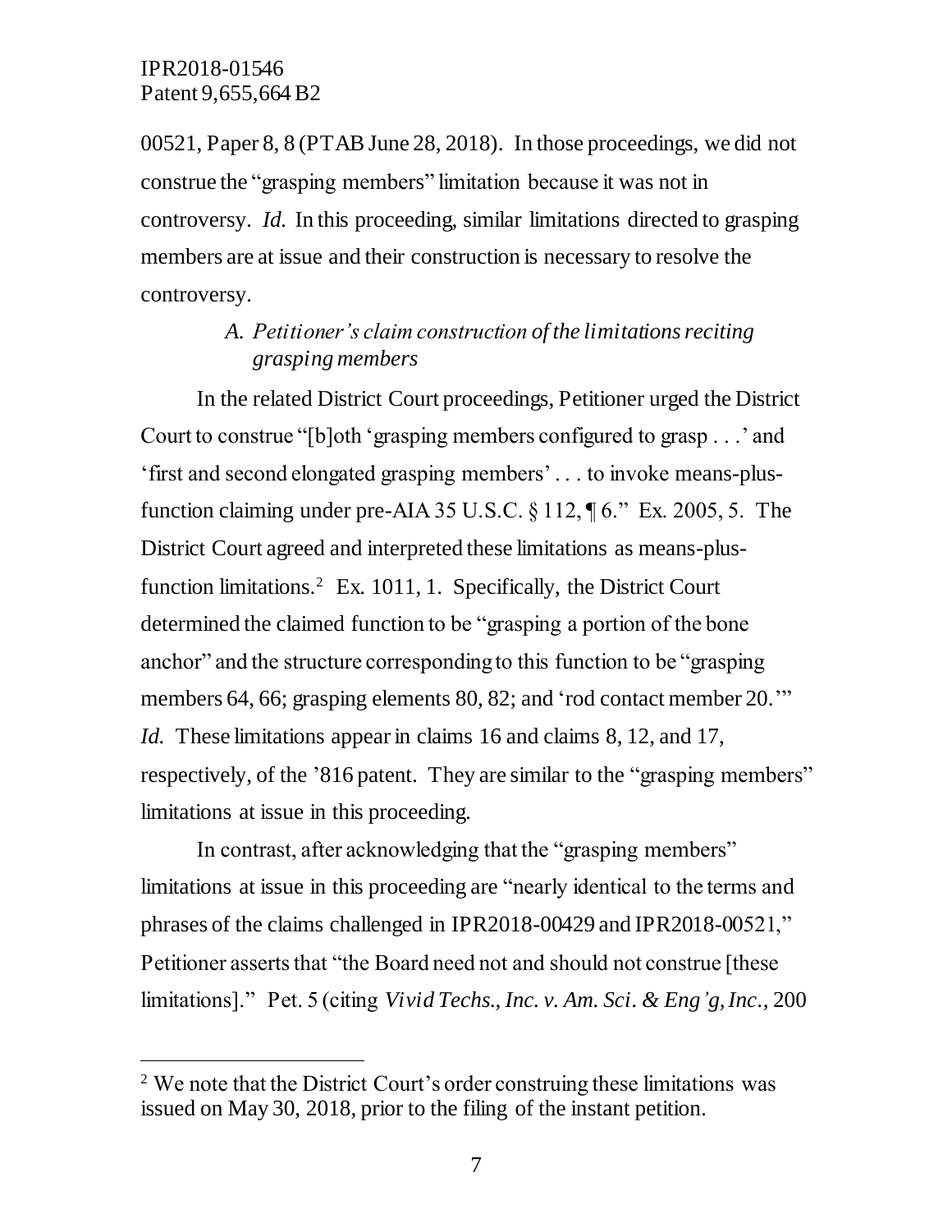00521, Paper 8, 8 (PTAB June 28, 2018). In those proceedings, we did not construe the "grasping members" limitation because it was not in controversy. *Id.* In this proceeding, similar limitations directed to grasping members are at issue and their construction is necessary to resolve the controversy.

### *A. Petitioner's claim construction of the limitations reciting grasping members*

In the related District Court proceedings, Petitioner urged the District Court to construe "[b]oth 'grasping members configured to grasp . . .' and 'first and second elongated grasping members' . . . to invoke means-plus-function claiming under pre-AIA 35 U.S.C. § 112, ¶ 6." Ex. 2005, 5. The District Court agreed and interpreted these limitations as means-plus-function limitations.[2] Ex. 1011, 1. Specifically, the District Court determined the claimed function to be "grasping a portion of the bone anchor" and the structure corresponding to this function to be "grasping members 64, 66; grasping elements 80, 82; and 'rod contact member 20.'" *Id.* These limitations appear in claims 16 and claims 8, 12, and 17, respectively, of the '816 patent. They are similar to the "grasping members" limitations at issue in this proceeding.

In contrast, after acknowledging that the "grasping members" limitations at issue in this proceeding are "nearly identical to the terms and phrases of the claims challenged in IPR2018-00429 and IPR2018-00521," Petitioner asserts that "the Board need not and should not construe [these limitations]." Pet. 5 (citing *Vivid Techs., Inc. v. Am. Sci. & Eng'g, Inc.*, 200

---

[2] We note that the District Court's order construing these limitations was issued on May 30, 2018, prior to the filing of the instant petition.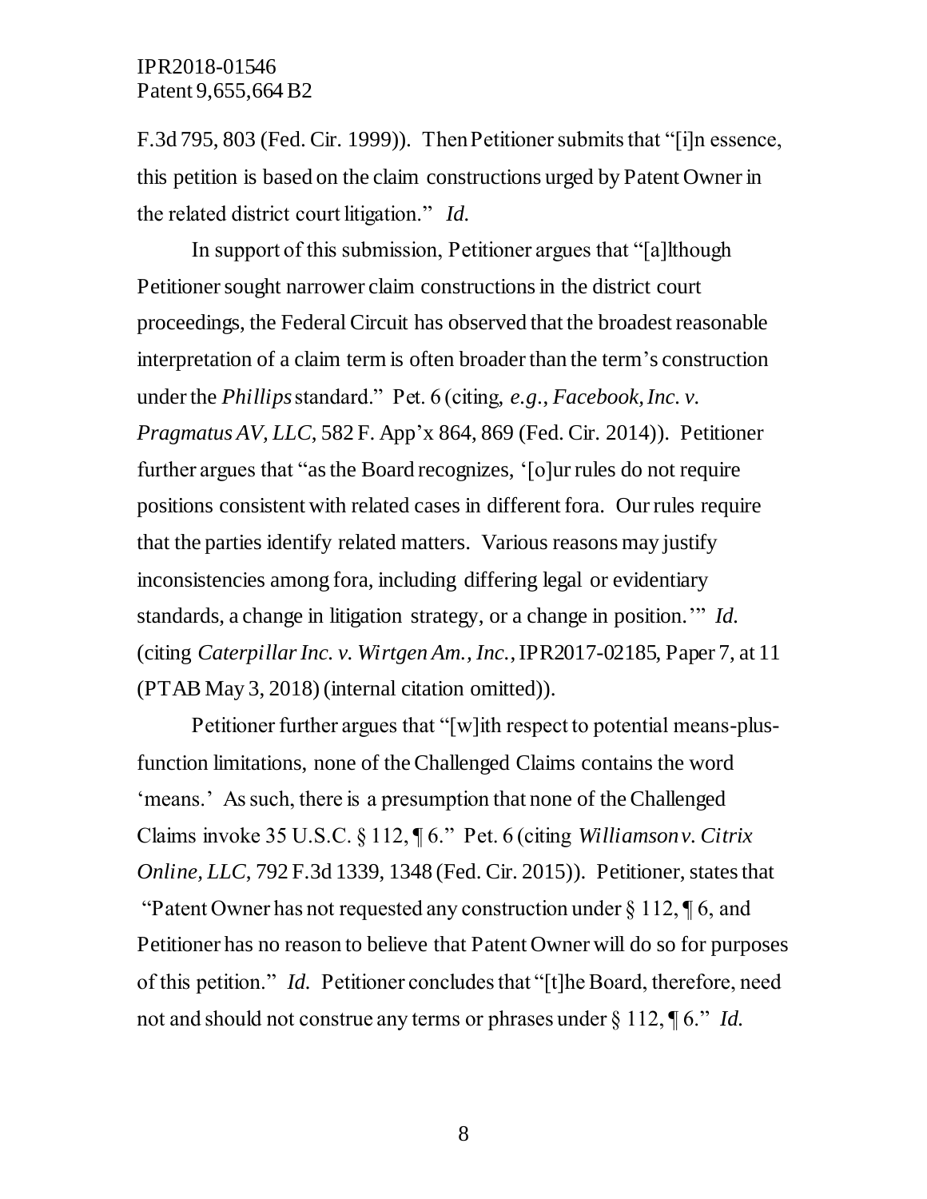F.3d 795, 803 (Fed. Cir. 1999)). Then Petitioner submits that "[i]n essence, this petition is based on the claim constructions urged by Patent Owner in the related district court litigation." *Id.*

In support of this submission, Petitioner argues that "[a]lthough Petitioner sought narrower claim constructions in the district court proceedings, the Federal Circuit has observed that the broadest reasonable interpretation of a claim term is often broader than the term's construction under the *Phillips* standard." Pet. 6 (citing, *e.g.*, *Facebook, Inc. v. Pragmatus AV, LLC*, 582 F. App'x 864, 869 (Fed. Cir. 2014)). Petitioner further argues that "as the Board recognizes, '[o]ur rules do not require positions consistent with related cases in different fora. Our rules require that the parties identify related matters. Various reasons may justify inconsistencies among fora, including differing legal or evidentiary standards, a change in litigation strategy, or a change in position.'" *Id.* (citing *Caterpillar Inc. v. Wirtgen Am., Inc.*, IPR2017-02185, Paper 7, at 11 (PTAB May 3, 2018) (internal citation omitted)).

Petitioner further argues that "[w]ith respect to potential means-plus-function limitations, none of the Challenged Claims contains the word 'means.' As such, there is a presumption that none of the Challenged Claims invoke 35 U.S.C. § 112, ¶ 6." Pet. 6 (citing *Williamson v. Citrix Online, LLC*, 792 F.3d 1339, 1348 (Fed. Cir. 2015)). Petitioner, states that "Patent Owner has not requested any construction under § 112, ¶ 6, and Petitioner has no reason to believe that Patent Owner will do so for purposes of this petition." *Id.* Petitioner concludes that "[t]he Board, therefore, need not and should not construe any terms or phrases under § 112, ¶ 6." *Id.*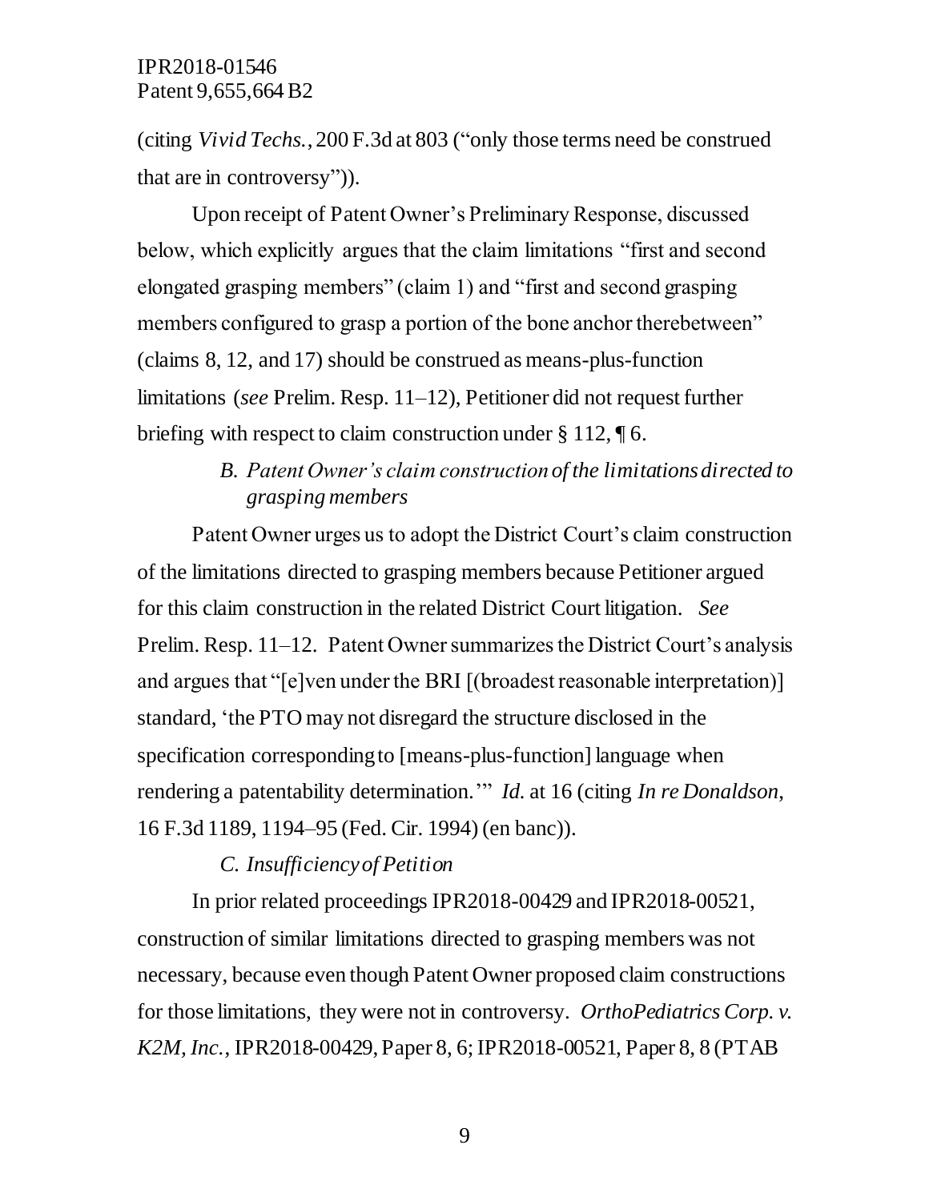(citing *Vivid Techs.*, 200 F.3d at 803 ("only those terms need be construed that are in controversy")).

Upon receipt of Patent Owner's Preliminary Response, discussed below, which explicitly argues that the claim limitations "first and second elongated grasping members" (claim 1) and "first and second grasping members configured to grasp a portion of the bone anchor therebetween" (claims 8, 12, and 17) should be construed as means-plus-function limitations (*see* Prelim. Resp. 11–12), Petitioner did not request further briefing with respect to claim construction under § 112, ¶ 6.

### *B. Patent Owner's claim construction of the limitations directed to grasping members*

Patent Owner urges us to adopt the District Court's claim construction of the limitations directed to grasping members because Petitioner argued for this claim construction in the related District Court litigation. *See* Prelim. Resp. 11–12. Patent Owner summarizes the District Court's analysis and argues that "[e]ven under the BRI [(broadest reasonable interpretation)] standard, 'the PTO may not disregard the structure disclosed in the specification corresponding to [means-plus-function] language when rendering a patentability determination.'" *Id.* at 16 (citing *In re Donaldson*, 16 F.3d 1189, 1194–95 (Fed. Cir. 1994) (en banc)).

### *C. Insufficiency of Petition*

In prior related proceedings IPR2018-00429 and IPR2018-00521, construction of similar limitations directed to grasping members was not necessary, because even though Patent Owner proposed claim constructions for those limitations, they were not in controversy. *OrthoPediatrics Corp. v. K2M, Inc.*, IPR2018-00429, Paper 8, 6; IPR2018-00521, Paper 8, 8 (PTAB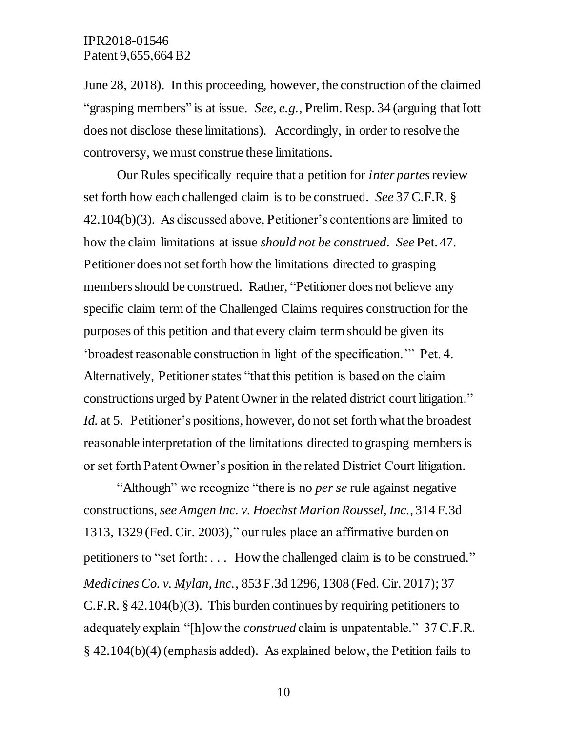June 28, 2018). In this proceeding, however, the construction of the claimed "grasping members" is at issue. *See, e.g.*, Prelim. Resp. 34 (arguing that Iott does not disclose these limitations). Accordingly, in order to resolve the controversy, we must construe these limitations.

Our Rules specifically require that a petition for *inter partes* review set forth how each challenged claim is to be construed. *See* 37 C.F.R. § 42.104(b)(3). As discussed above, Petitioner's contentions are limited to how the claim limitations at issue *should not be construed*. *See* Pet. 47. Petitioner does not set forth how the limitations directed to grasping members should be construed. Rather, "Petitioner does not believe any specific claim term of the Challenged Claims requires construction for the purposes of this petition and that every claim term should be given its 'broadest reasonable construction in light of the specification.'" Pet. 4. Alternatively, Petitioner states "that this petition is based on the claim constructions urged by Patent Owner in the related district court litigation." *Id.* at 5. Petitioner's positions, however, do not set forth what the broadest reasonable interpretation of the limitations directed to grasping members is or set forth Patent Owner's position in the related District Court litigation.

"Although" we recognize "there is no *per se* rule against negative constructions, *see Amgen Inc. v. Hoechst Marion Roussel, Inc.*, 314 F.3d 1313, 1329 (Fed. Cir. 2003)," our rules place an affirmative burden on petitioners to "set forth: . . . How the challenged claim is to be construed." *Medicines Co. v. Mylan, Inc.*, 853 F.3d 1296, 1308 (Fed. Cir. 2017); 37 C.F.R. § 42.104(b)(3). This burden continues by requiring petitioners to adequately explain "[h]ow the *construed* claim is unpatentable." 37 C.F.R. § 42.104(b)(4) (emphasis added). As explained below, the Petition fails to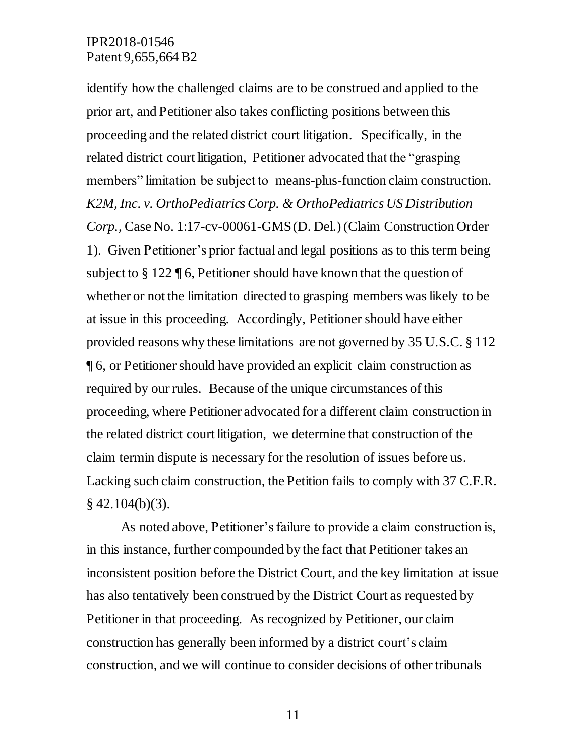identify how the challenged claims are to be construed and applied to the prior art, and Petitioner also takes conflicting positions between this proceeding and the related district court litigation. Specifically, in the related district court litigation, Petitioner advocated that the "grasping members" limitation be subject to means-plus-function claim construction. *K2M, Inc. v. OrthoPediatrics Corp. & OrthoPediatrics US Distribution Corp.*, Case No. 1:17-cv-00061-GMS (D. Del.) (Claim Construction Order 1). Given Petitioner's prior factual and legal positions as to this term being subject to § 122 ¶ 6, Petitioner should have known that the question of whether or not the limitation directed to grasping members was likely to be at issue in this proceeding. Accordingly, Petitioner should have either provided reasons why these limitations are not governed by 35 U.S.C. § 112 ¶ 6, or Petitioner should have provided an explicit claim construction as required by our rules. Because of the unique circumstances of this proceeding, where Petitioner advocated for a different claim construction in the related district court litigation, we determine that construction of the claim term in dispute is necessary for the resolution of issues before us. Lacking such claim construction, the Petition fails to comply with 37 C.F.R. § 42.104(b)(3).

As noted above, Petitioner's failure to provide a claim construction is, in this instance, further compounded by the fact that Petitioner takes an inconsistent position before the District Court, and the key limitation at issue has also tentatively been construed by the District Court as requested by Petitioner in that proceeding. As recognized by Petitioner, our claim construction has generally been informed by a district court's claim construction, and we will continue to consider decisions of other tribunals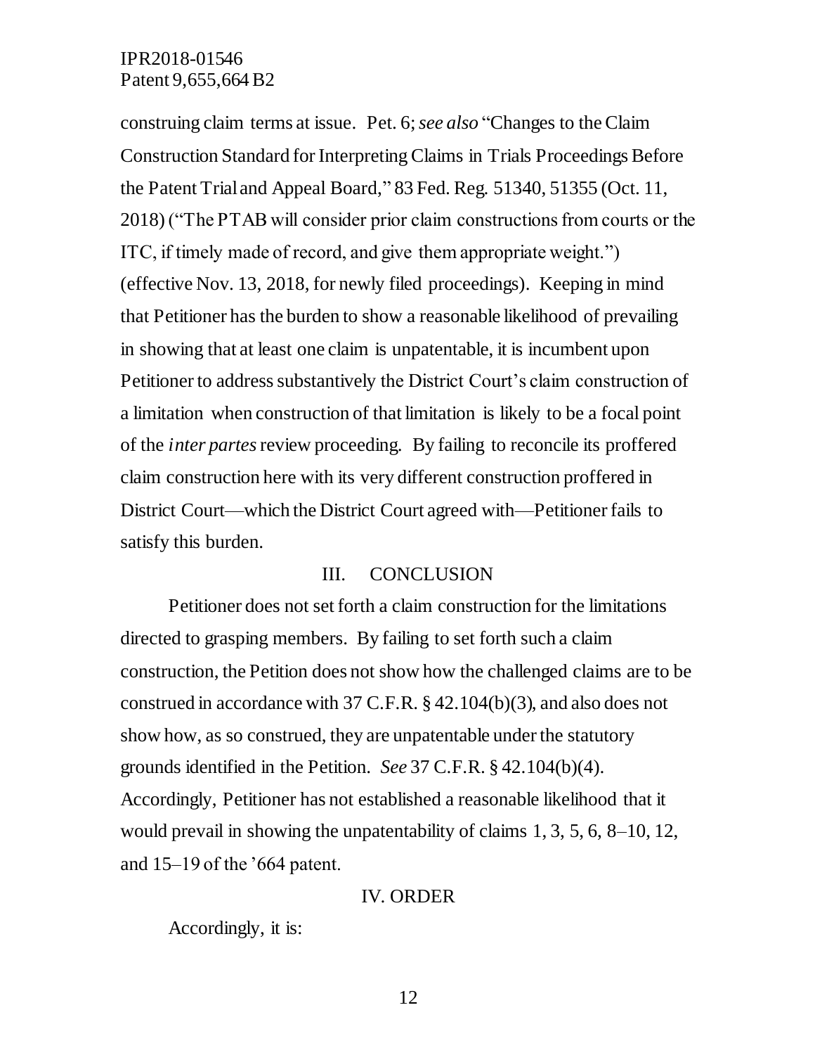construing claim terms at issue. Pet. 6; *see also* "Changes to the Claim Construction Standard for Interpreting Claims in Trials Proceedings Before the Patent Trial and Appeal Board," 83 Fed. Reg. 51340, 51355 (Oct. 11, 2018) ("The PTAB will consider prior claim constructions from courts or the ITC, if timely made of record, and give them appropriate weight.") (effective Nov. 13, 2018, for newly filed proceedings). Keeping in mind that Petitioner has the burden to show a reasonable likelihood of prevailing in showing that at least one claim is unpatentable, it is incumbent upon Petitioner to address substantively the District Court's claim construction of a limitation when construction of that limitation is likely to be a focal point of the *inter partes* review proceeding. By failing to reconcile its proffered claim construction here with its very different construction proffered in District Court—which the District Court agreed with—Petitioner fails to satisfy this burden.

## III. CONCLUSION

Petitioner does not set forth a claim construction for the limitations directed to grasping members. By failing to set forth such a claim construction, the Petition does not show how the challenged claims are to be construed in accordance with 37 C.F.R. § 42.104(b)(3), and also does not show how, as so construed, they are unpatentable under the statutory grounds identified in the Petition. *See* 37 C.F.R. § 42.104(b)(4). Accordingly, Petitioner has not established a reasonable likelihood that it would prevail in showing the unpatentability of claims 1, 3, 5, 6, 8–10, 12, and 15–19 of the '664 patent.

## IV. ORDER

Accordingly, it is: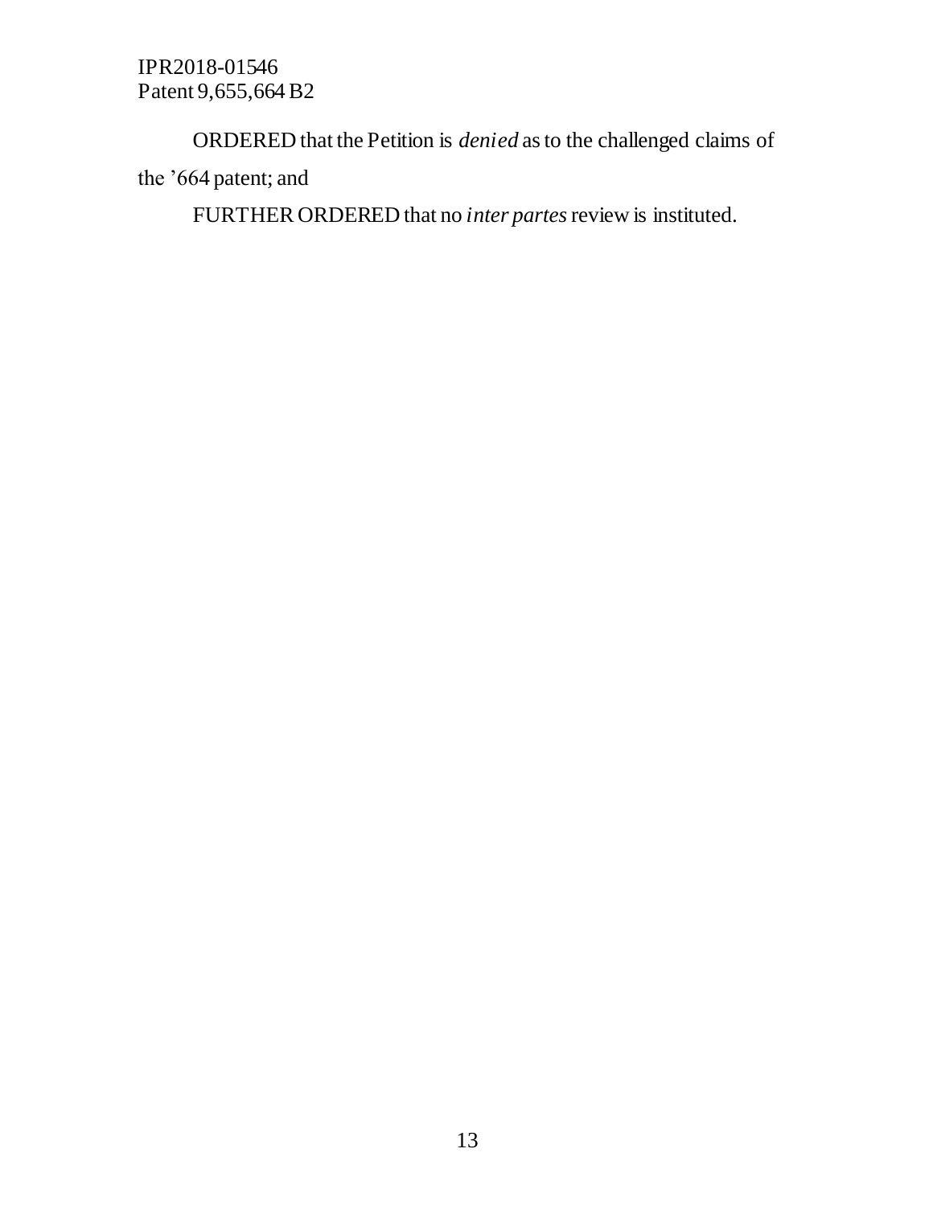ORDERED that the Petition is *denied* as to the challenged claims of the '664 patent; and

FURTHER ORDERED that no *inter partes* review is instituted.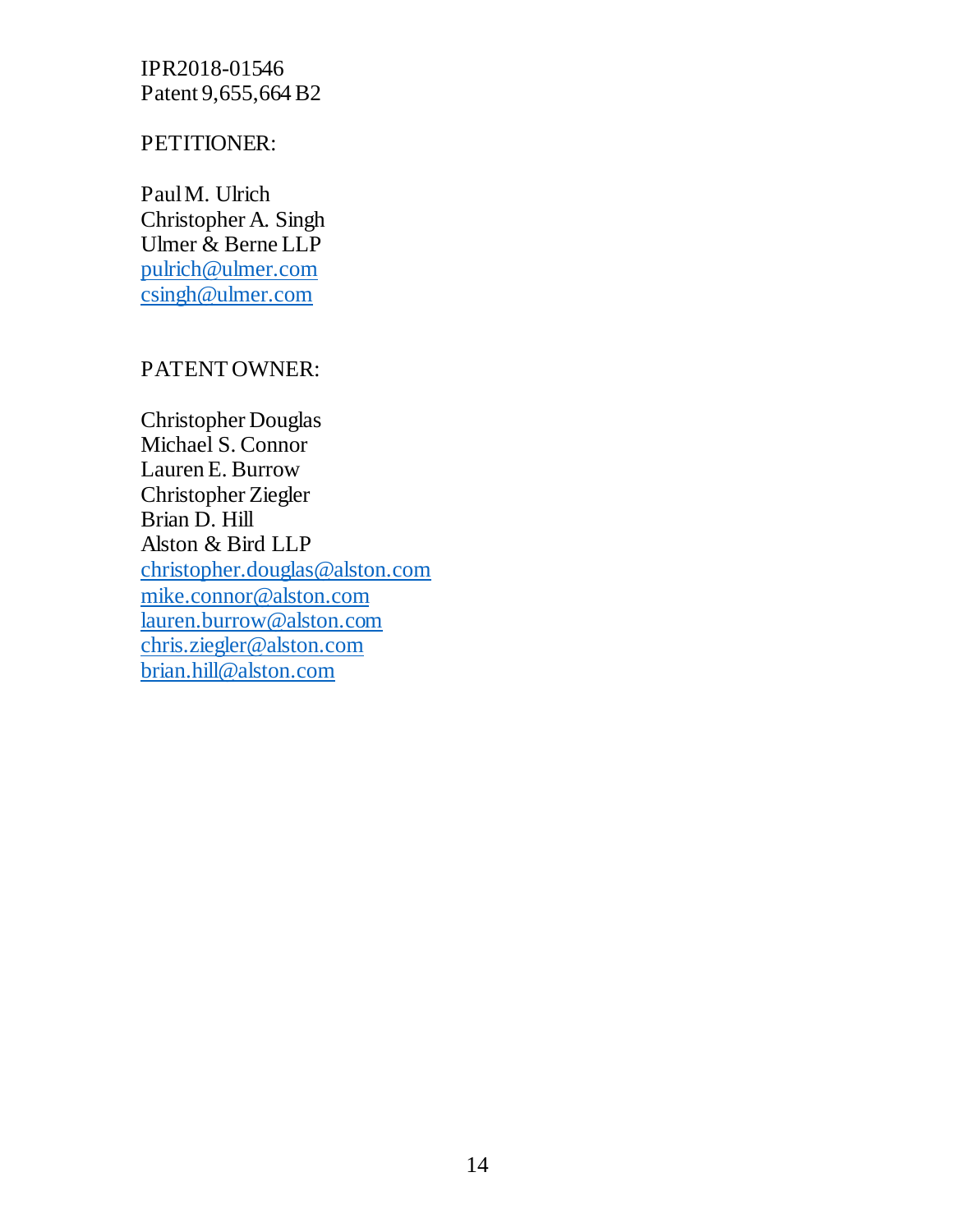IPR2018-01546
Patent 9,655,664 B2

PETITIONER:

Paul M. Ulrich
Christopher A. Singh
Ulmer & Berne LLP
pulrich@ulmer.com
csingh@ulmer.com

PATENT OWNER:

Christopher Douglas
Michael S. Connor
Lauren E. Burrow
Christopher Ziegler
Brian D. Hill
Alston & Bird LLP
christopher.douglas@alston.com
mike.connor@alston.com
lauren.burrow@alston.com
chris.ziegler@alston.com
brian.hill@alston.com